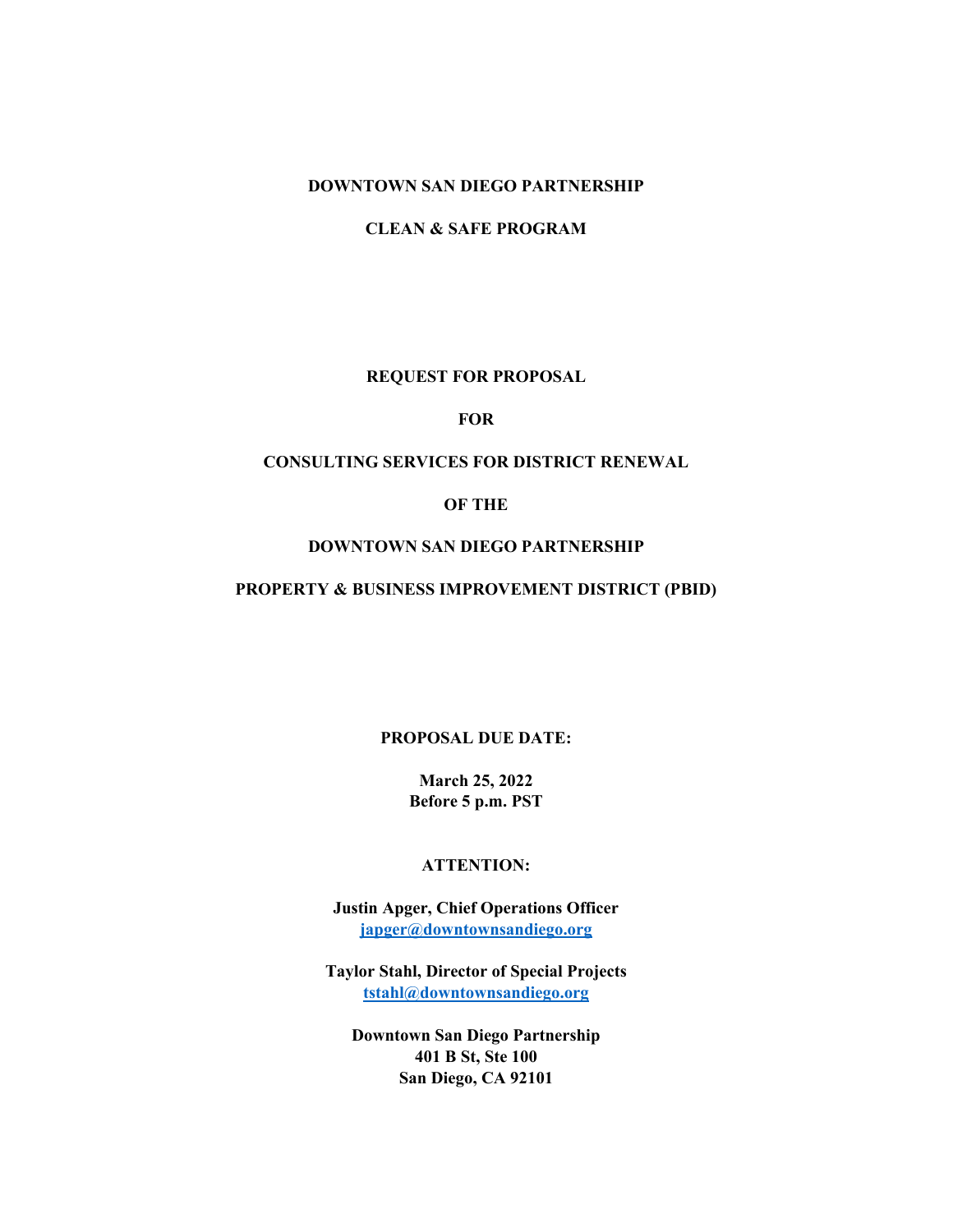**DOWNTOWN SAN DIEGO PARTNERSHIP**

**CLEAN & SAFE PROGRAM**

# REQUEST FOR PROPOSAL

# FOR

# CONSULTING SERVICES FOR DISTRICT RENEWAL

# OF THE

# DOWNTOWN SAN DIEGO PARTNERSHIP

# PROPERTY & BUSINESS IMPROVEMENT DISTRICT (PBID)

**PROPOSAL DUE DATE:**

**March 25, 2022**
**Before 5 p.m. PST**

**ATTENTION:**

**Justin Apger, Chief Operations Officer**
**japger@downtownsandiego.org**

**Taylor Stahl, Director of Special Projects**
**tstahl@downtownsandiego.org**

**Downtown San Diego Partnership**
**401 B St, Ste 100**
**San Diego, CA 92101**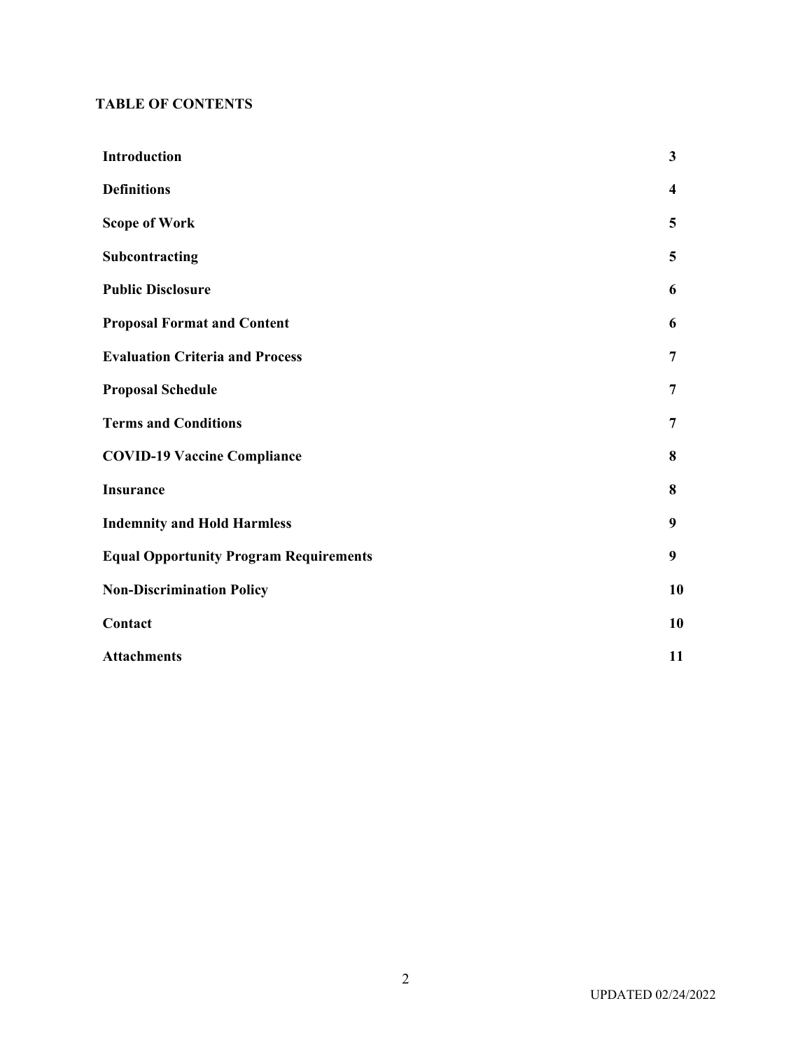## TABLE OF CONTENTS

| | |
|---|---|
| **Introduction** | **3** |
| **Definitions** | **4** |
| **Scope of Work** | **5** |
| **Subcontracting** | **5** |
| **Public Disclosure** | **6** |
| **Proposal Format and Content** | **6** |
| **Evaluation Criteria and Process** | **7** |
| **Proposal Schedule** | **7** |
| **Terms and Conditions** | **7** |
| **COVID-19 Vaccine Compliance** | **8** |
| **Insurance** | **8** |
| **Indemnity and Hold Harmless** | **9** |
| **Equal Opportunity Program Requirements** | **9** |
| **Non-Discrimination Policy** | **10** |
| **Contact** | **10** |
| **Attachments** | **11** |

UPDATED 02/24/2022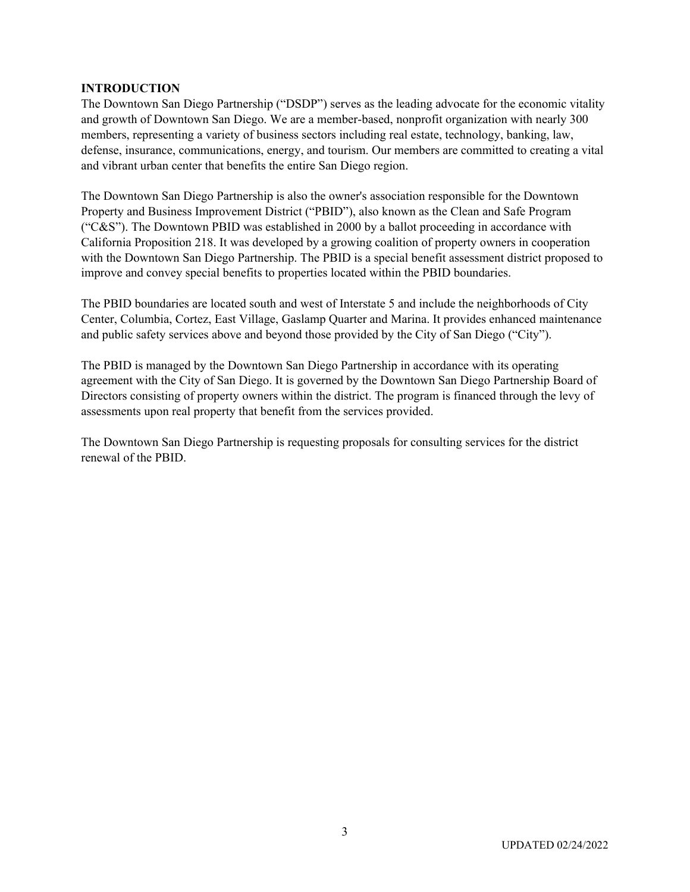## INTRODUCTION

The Downtown San Diego Partnership ("DSDP") serves as the leading advocate for the economic vitality and growth of Downtown San Diego. We are a member-based, nonprofit organization with nearly 300 members, representing a variety of business sectors including real estate, technology, banking, law, defense, insurance, communications, energy, and tourism. Our members are committed to creating a vital and vibrant urban center that benefits the entire San Diego region.

The Downtown San Diego Partnership is also the owner's association responsible for the Downtown Property and Business Improvement District ("PBID"), also known as the Clean and Safe Program ("C&S"). The Downtown PBID was established in 2000 by a ballot proceeding in accordance with California Proposition 218. It was developed by a growing coalition of property owners in cooperation with the Downtown San Diego Partnership. The PBID is a special benefit assessment district proposed to improve and convey special benefits to properties located within the PBID boundaries.

The PBID boundaries are located south and west of Interstate 5 and include the neighborhoods of City Center, Columbia, Cortez, East Village, Gaslamp Quarter and Marina. It provides enhanced maintenance and public safety services above and beyond those provided by the City of San Diego ("City").

The PBID is managed by the Downtown San Diego Partnership in accordance with its operating agreement with the City of San Diego. It is governed by the Downtown San Diego Partnership Board of Directors consisting of property owners within the district. The program is financed through the levy of assessments upon real property that benefit from the services provided.

The Downtown San Diego Partnership is requesting proposals for consulting services for the district renewal of the PBID.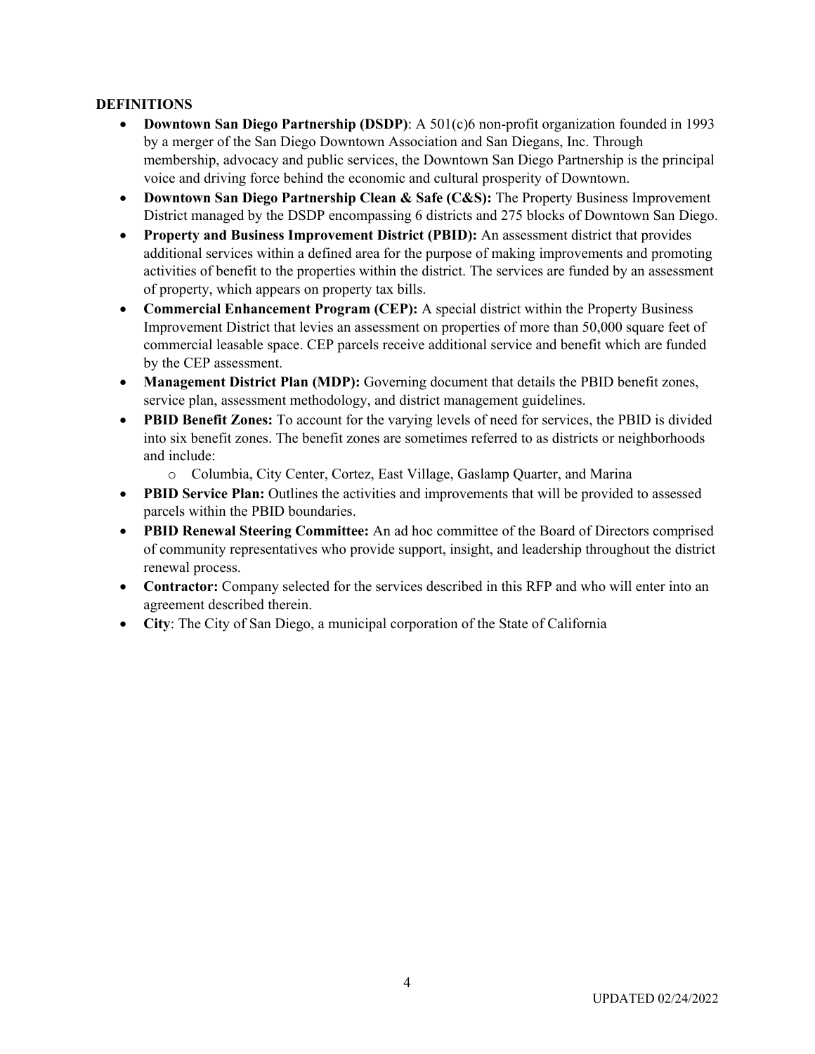**DEFINITIONS**

- **Downtown San Diego Partnership (DSDP)**: A 501(c)6 non-profit organization founded in 1993 by a merger of the San Diego Downtown Association and San Diegans, Inc. Through membership, advocacy and public services, the Downtown San Diego Partnership is the principal voice and driving force behind the economic and cultural prosperity of Downtown.
- **Downtown San Diego Partnership Clean & Safe (C&S):** The Property Business Improvement District managed by the DSDP encompassing 6 districts and 275 blocks of Downtown San Diego.
- **Property and Business Improvement District (PBID):** An assessment district that provides additional services within a defined area for the purpose of making improvements and promoting activities of benefit to the properties within the district. The services are funded by an assessment of property, which appears on property tax bills.
- **Commercial Enhancement Program (CEP):** A special district within the Property Business Improvement District that levies an assessment on properties of more than 50,000 square feet of commercial leasable space. CEP parcels receive additional service and benefit which are funded by the CEP assessment.
- **Management District Plan (MDP):** Governing document that details the PBID benefit zones, service plan, assessment methodology, and district management guidelines.
- **PBID Benefit Zones:** To account for the varying levels of need for services, the PBID is divided into six benefit zones. The benefit zones are sometimes referred to as districts or neighborhoods and include:
    - Columbia, City Center, Cortez, East Village, Gaslamp Quarter, and Marina
- **PBID Service Plan:** Outlines the activities and improvements that will be provided to assessed parcels within the PBID boundaries.
- **PBID Renewal Steering Committee:** An ad hoc committee of the Board of Directors comprised of community representatives who provide support, insight, and leadership throughout the district renewal process.
- **Contractor:** Company selected for the services described in this RFP and who will enter into an agreement described therein.
- **City**: The City of San Diego, a municipal corporation of the State of California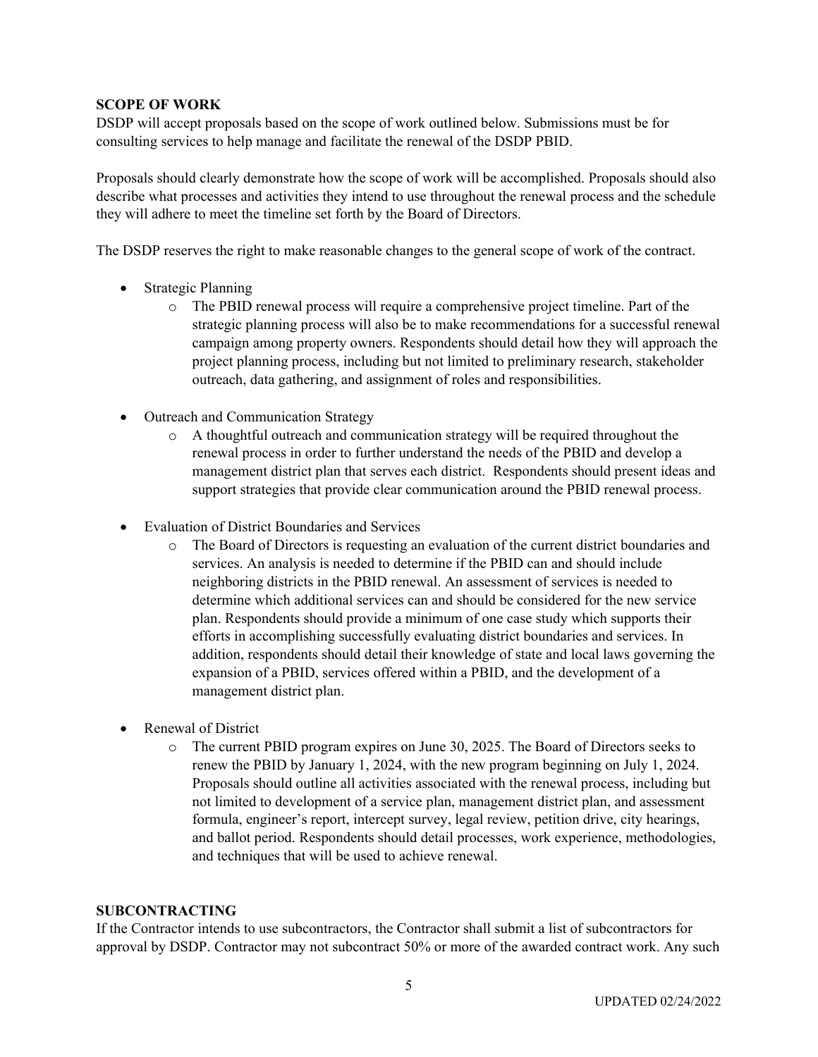**SCOPE OF WORK**

DSDP will accept proposals based on the scope of work outlined below. Submissions must be for consulting services to help manage and facilitate the renewal of the DSDP PBID.

Proposals should clearly demonstrate how the scope of work will be accomplished. Proposals should also describe what processes and activities they intend to use throughout the renewal process and the schedule they will adhere to meet the timeline set forth by the Board of Directors.

The DSDP reserves the right to make reasonable changes to the general scope of work of the contract.

- Strategic Planning
  - The PBID renewal process will require a comprehensive project timeline. Part of the strategic planning process will also be to make recommendations for a successful renewal campaign among property owners. Respondents should detail how they will approach the project planning process, including but not limited to preliminary research, stakeholder outreach, data gathering, and assignment of roles and responsibilities.
- Outreach and Communication Strategy
  - A thoughtful outreach and communication strategy will be required throughout the renewal process in order to further understand the needs of the PBID and develop a management district plan that serves each district. Respondents should present ideas and support strategies that provide clear communication around the PBID renewal process.
- Evaluation of District Boundaries and Services
  - The Board of Directors is requesting an evaluation of the current district boundaries and services. An analysis is needed to determine if the PBID can and should include neighboring districts in the PBID renewal. An assessment of services is needed to determine which additional services can and should be considered for the new service plan. Respondents should provide a minimum of one case study which supports their efforts in accomplishing successfully evaluating district boundaries and services. In addition, respondents should detail their knowledge of state and local laws governing the expansion of a PBID, services offered within a PBID, and the development of a management district plan.
- Renewal of District
  - The current PBID program expires on June 30, 2025. The Board of Directors seeks to renew the PBID by January 1, 2024, with the new program beginning on July 1, 2024. Proposals should outline all activities associated with the renewal process, including but not limited to development of a service plan, management district plan, and assessment formula, engineer's report, intercept survey, legal review, petition drive, city hearings, and ballot period. Respondents should detail processes, work experience, methodologies, and techniques that will be used to achieve renewal.

**SUBCONTRACTING**

If the Contractor intends to use subcontractors, the Contractor shall submit a list of subcontractors for approval by DSDP. Contractor may not subcontract 50% or more of the awarded contract work. Any such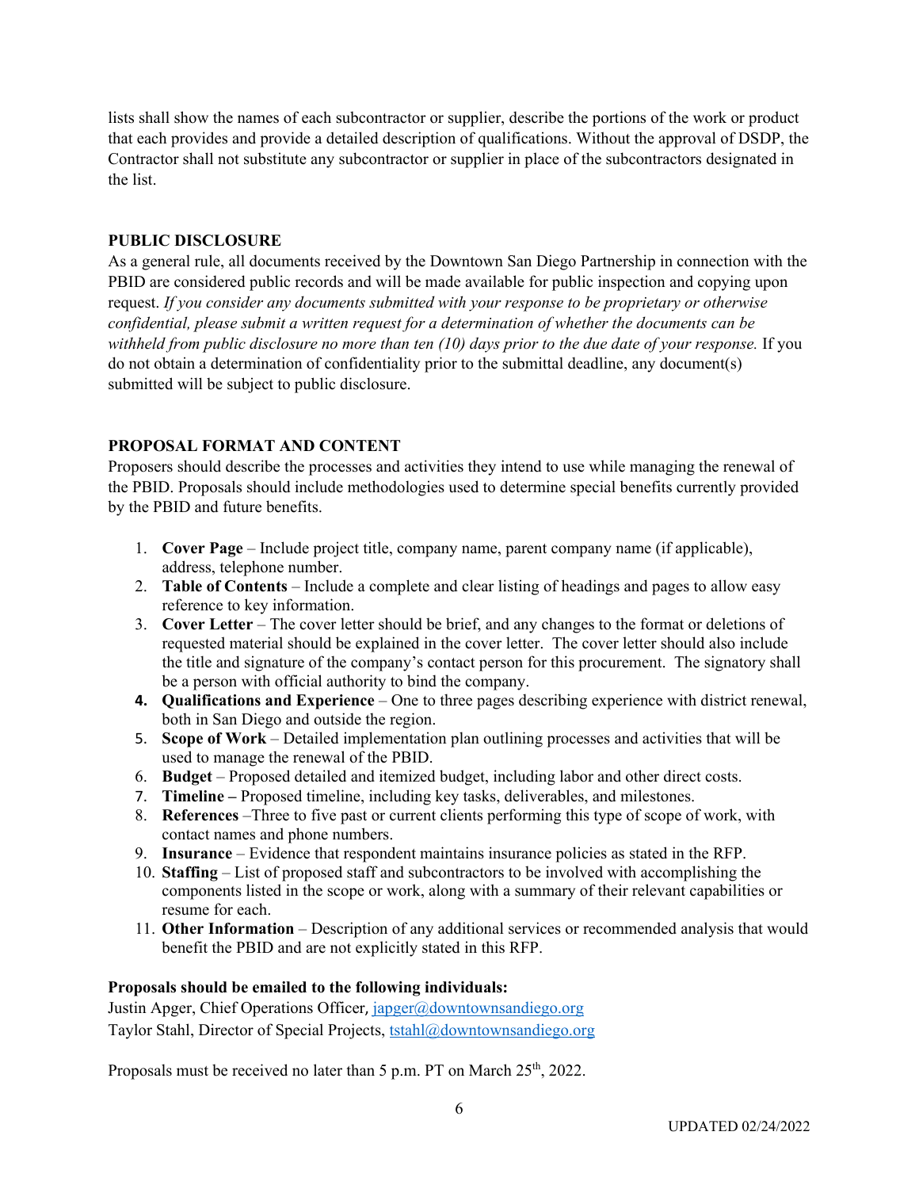lists shall show the names of each subcontractor or supplier, describe the portions of the work or product that each provides and provide a detailed description of qualifications. Without the approval of DSDP, the Contractor shall not substitute any subcontractor or supplier in place of the subcontractors designated in the list.

**PUBLIC DISCLOSURE**

As a general rule, all documents received by the Downtown San Diego Partnership in connection with the PBID are considered public records and will be made available for public inspection and copying upon request. *If you consider any documents submitted with your response to be proprietary or otherwise confidential, please submit a written request for a determination of whether the documents can be withheld from public disclosure no more than ten (10) days prior to the due date of your response.* If you do not obtain a determination of confidentiality prior to the submittal deadline, any document(s) submitted will be subject to public disclosure.

**PROPOSAL FORMAT AND CONTENT**

Proposers should describe the processes and activities they intend to use while managing the renewal of the PBID. Proposals should include methodologies used to determine special benefits currently provided by the PBID and future benefits.

1. **Cover Page** – Include project title, company name, parent company name (if applicable), address, telephone number.
2. **Table of Contents** – Include a complete and clear listing of headings and pages to allow easy reference to key information.
3. **Cover Letter** – The cover letter should be brief, and any changes to the format or deletions of requested material should be explained in the cover letter. The cover letter should also include the title and signature of the company's contact person for this procurement. The signatory shall be a person with official authority to bind the company.
4. **Qualifications and Experience** – One to three pages describing experience with district renewal, both in San Diego and outside the region.
5. **Scope of Work** – Detailed implementation plan outlining processes and activities that will be used to manage the renewal of the PBID.
6. **Budget** – Proposed detailed and itemized budget, including labor and other direct costs.
7. **Timeline –** Proposed timeline, including key tasks, deliverables, and milestones.
8. **References** –Three to five past or current clients performing this type of scope of work, with contact names and phone numbers.
9. **Insurance** – Evidence that respondent maintains insurance policies as stated in the RFP.
10. **Staffing** – List of proposed staff and subcontractors to be involved with accomplishing the components listed in the scope or work, along with a summary of their relevant capabilities or resume for each.
11. **Other Information** – Description of any additional services or recommended analysis that would benefit the PBID and are not explicitly stated in this RFP.

**Proposals should be emailed to the following individuals:**

Justin Apger, Chief Operations Officer, japger@downtownsandiego.org
Taylor Stahl, Director of Special Projects, tstahl@downtownsandiego.org

Proposals must be received no later than 5 p.m. PT on March 25th, 2022.

UPDATED 02/24/2022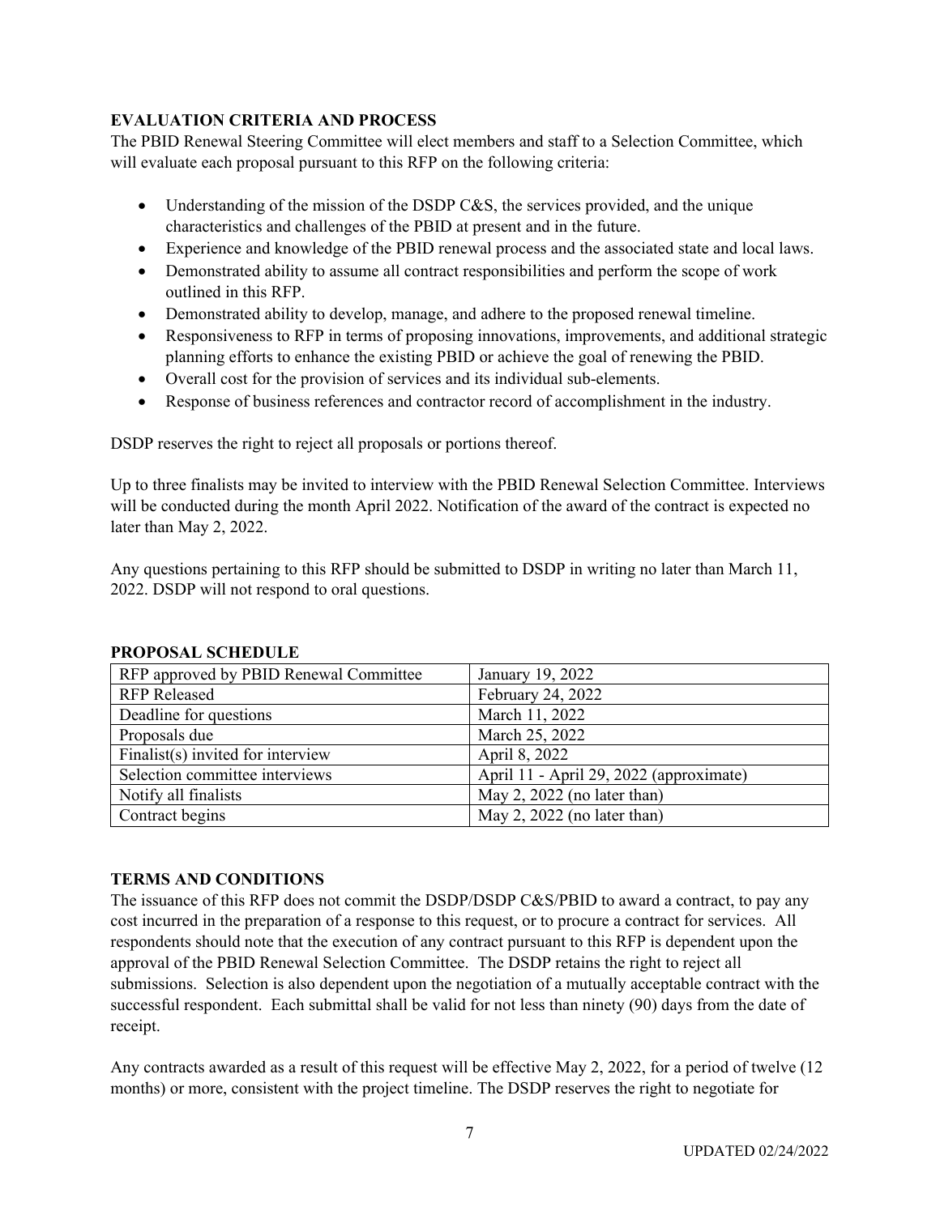## EVALUATION CRITERIA AND PROCESS

The PBID Renewal Steering Committee will elect members and staff to a Selection Committee, which will evaluate each proposal pursuant to this RFP on the following criteria:

- Understanding of the mission of the DSDP C&S, the services provided, and the unique characteristics and challenges of the PBID at present and in the future.
- Experience and knowledge of the PBID renewal process and the associated state and local laws.
- Demonstrated ability to assume all contract responsibilities and perform the scope of work outlined in this RFP.
- Demonstrated ability to develop, manage, and adhere to the proposed renewal timeline.
- Responsiveness to RFP in terms of proposing innovations, improvements, and additional strategic planning efforts to enhance the existing PBID or achieve the goal of renewing the PBID.
- Overall cost for the provision of services and its individual sub-elements.
- Response of business references and contractor record of accomplishment in the industry.

DSDP reserves the right to reject all proposals or portions thereof.

Up to three finalists may be invited to interview with the PBID Renewal Selection Committee. Interviews will be conducted during the month April 2022. Notification of the award of the contract is expected no later than May 2, 2022.

Any questions pertaining to this RFP should be submitted to DSDP in writing no later than March 11, 2022. DSDP will not respond to oral questions.

## PROPOSAL SCHEDULE

| | |
|---|---|
| RFP approved by PBID Renewal Committee | January 19, 2022 |
| RFP Released | February 24, 2022 |
| Deadline for questions | March 11, 2022 |
| Proposals due | March 25, 2022 |
| Finalist(s) invited for interview | April 8, 2022 |
| Selection committee interviews | April 11 - April 29, 2022 (approximate) |
| Notify all finalists | May 2, 2022 (no later than) |
| Contract begins | May 2, 2022 (no later than) |

## TERMS AND CONDITIONS

The issuance of this RFP does not commit the DSDP/DSDP C&S/PBID to award a contract, to pay any cost incurred in the preparation of a response to this request, or to procure a contract for services. All respondents should note that the execution of any contract pursuant to this RFP is dependent upon the approval of the PBID Renewal Selection Committee. The DSDP retains the right to reject all submissions. Selection is also dependent upon the negotiation of a mutually acceptable contract with the successful respondent. Each submittal shall be valid for not less than ninety (90) days from the date of receipt.

Any contracts awarded as a result of this request will be effective May 2, 2022, for a period of twelve (12 months) or more, consistent with the project timeline. The DSDP reserves the right to negotiate for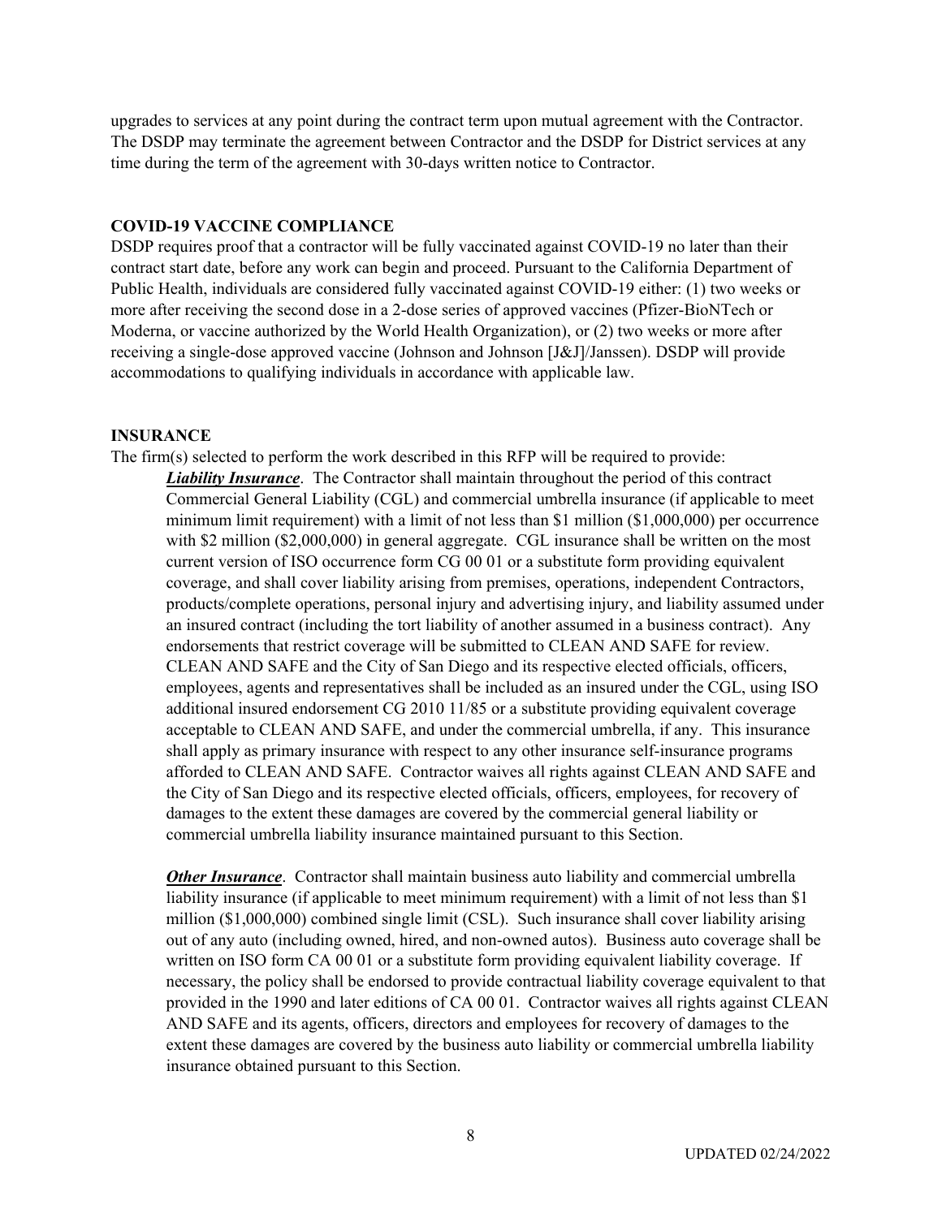upgrades to services at any point during the contract term upon mutual agreement with the Contractor. The DSDP may terminate the agreement between Contractor and the DSDP for District services at any time during the term of the agreement with 30-days written notice to Contractor.

**COVID-19 VACCINE COMPLIANCE**

DSDP requires proof that a contractor will be fully vaccinated against COVID-19 no later than their contract start date, before any work can begin and proceed. Pursuant to the California Department of Public Health, individuals are considered fully vaccinated against COVID-19 either: (1) two weeks or more after receiving the second dose in a 2-dose series of approved vaccines (Pfizer-BioNTech or Moderna, or vaccine authorized by the World Health Organization), or (2) two weeks or more after receiving a single-dose approved vaccine (Johnson and Johnson [J&J]/Janssen). DSDP will provide accommodations to qualifying individuals in accordance with applicable law.

**INSURANCE**

The firm(s) selected to perform the work described in this RFP will be required to provide:

***Liability Insurance***. The Contractor shall maintain throughout the period of this contract Commercial General Liability (CGL) and commercial umbrella insurance (if applicable to meet minimum limit requirement) with a limit of not less than $1 million ($1,000,000) per occurrence with $2 million ($2,000,000) in general aggregate. CGL insurance shall be written on the most current version of ISO occurrence form CG 00 01 or a substitute form providing equivalent coverage, and shall cover liability arising from premises, operations, independent Contractors, products/complete operations, personal injury and advertising injury, and liability assumed under an insured contract (including the tort liability of another assumed in a business contract). Any endorsements that restrict coverage will be submitted to CLEAN AND SAFE for review. CLEAN AND SAFE and the City of San Diego and its respective elected officials, officers, employees, agents and representatives shall be included as an insured under the CGL, using ISO additional insured endorsement CG 2010 11/85 or a substitute providing equivalent coverage acceptable to CLEAN AND SAFE, and under the commercial umbrella, if any. This insurance shall apply as primary insurance with respect to any other insurance self-insurance programs afforded to CLEAN AND SAFE. Contractor waives all rights against CLEAN AND SAFE and the City of San Diego and its respective elected officials, officers, employees, for recovery of damages to the extent these damages are covered by the commercial general liability or commercial umbrella liability insurance maintained pursuant to this Section.

***Other Insurance***. Contractor shall maintain business auto liability and commercial umbrella liability insurance (if applicable to meet minimum requirement) with a limit of not less than $1 million ($1,000,000) combined single limit (CSL). Such insurance shall cover liability arising out of any auto (including owned, hired, and non-owned autos). Business auto coverage shall be written on ISO form CA 00 01 or a substitute form providing equivalent liability coverage. If necessary, the policy shall be endorsed to provide contractual liability coverage equivalent to that provided in the 1990 and later editions of CA 00 01. Contractor waives all rights against CLEAN AND SAFE and its agents, officers, directors and employees for recovery of damages to the extent these damages are covered by the business auto liability or commercial umbrella liability insurance obtained pursuant to this Section.

UPDATED 02/24/2022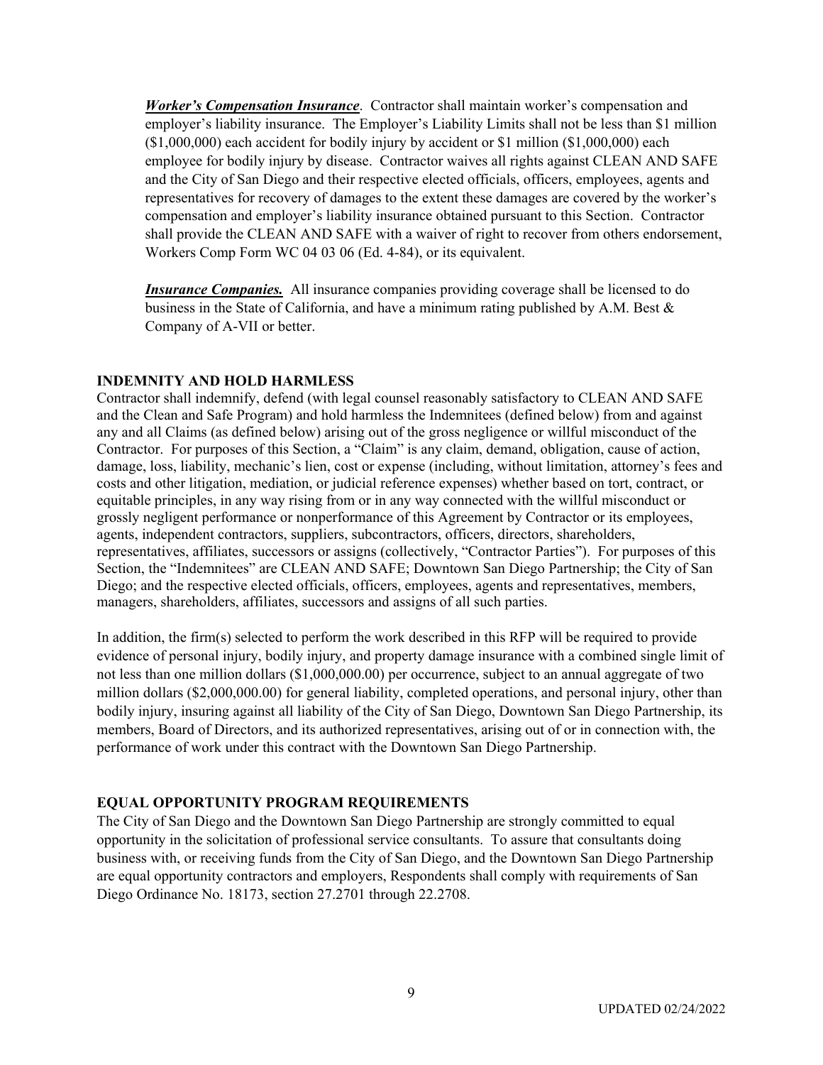***Worker's Compensation Insurance***. Contractor shall maintain worker's compensation and employer's liability insurance. The Employer's Liability Limits shall not be less than $1 million ($1,000,000) each accident for bodily injury by accident or $1 million ($1,000,000) each employee for bodily injury by disease. Contractor waives all rights against CLEAN AND SAFE and the City of San Diego and their respective elected officials, officers, employees, agents and representatives for recovery of damages to the extent these damages are covered by the worker's compensation and employer's liability insurance obtained pursuant to this Section. Contractor shall provide the CLEAN AND SAFE with a waiver of right to recover from others endorsement, Workers Comp Form WC 04 03 06 (Ed. 4-84), or its equivalent.

***Insurance Companies.*** All insurance companies providing coverage shall be licensed to do business in the State of California, and have a minimum rating published by A.M. Best & Company of A-VII or better.

## INDEMNITY AND HOLD HARMLESS

Contractor shall indemnify, defend (with legal counsel reasonably satisfactory to CLEAN AND SAFE and the Clean and Safe Program) and hold harmless the Indemnitees (defined below) from and against any and all Claims (as defined below) arising out of the gross negligence or willful misconduct of the Contractor. For purposes of this Section, a "Claim" is any claim, demand, obligation, cause of action, damage, loss, liability, mechanic's lien, cost or expense (including, without limitation, attorney's fees and costs and other litigation, mediation, or judicial reference expenses) whether based on tort, contract, or equitable principles, in any way rising from or in any way connected with the willful misconduct or grossly negligent performance or nonperformance of this Agreement by Contractor or its employees, agents, independent contractors, suppliers, subcontractors, officers, directors, shareholders, representatives, affiliates, successors or assigns (collectively, "Contractor Parties"). For purposes of this Section, the "Indemnitees" are CLEAN AND SAFE; Downtown San Diego Partnership; the City of San Diego; and the respective elected officials, officers, employees, agents and representatives, members, managers, shareholders, affiliates, successors and assigns of all such parties.

In addition, the firm(s) selected to perform the work described in this RFP will be required to provide evidence of personal injury, bodily injury, and property damage insurance with a combined single limit of not less than one million dollars ($1,000,000.00) per occurrence, subject to an annual aggregate of two million dollars ($2,000,000.00) for general liability, completed operations, and personal injury, other than bodily injury, insuring against all liability of the City of San Diego, Downtown San Diego Partnership, its members, Board of Directors, and its authorized representatives, arising out of or in connection with, the performance of work under this contract with the Downtown San Diego Partnership.

## EQUAL OPPORTUNITY PROGRAM REQUIREMENTS

The City of San Diego and the Downtown San Diego Partnership are strongly committed to equal opportunity in the solicitation of professional service consultants. To assure that consultants doing business with, or receiving funds from the City of San Diego, and the Downtown San Diego Partnership are equal opportunity contractors and employers, Respondents shall comply with requirements of San Diego Ordinance No. 18173, section 27.2701 through 22.2708.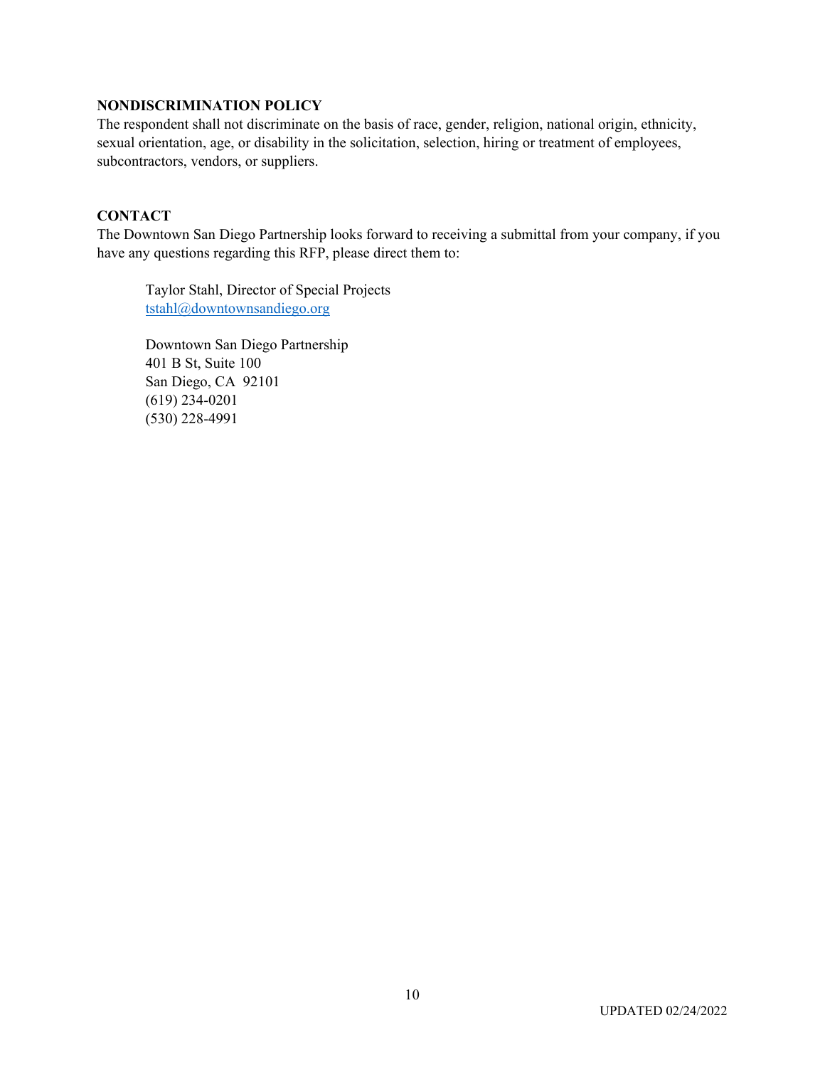**NONDISCRIMINATION POLICY**

The respondent shall not discriminate on the basis of race, gender, religion, national origin, ethnicity, sexual orientation, age, or disability in the solicitation, selection, hiring or treatment of employees, subcontractors, vendors, or suppliers.

**CONTACT**

The Downtown San Diego Partnership looks forward to receiving a submittal from your company, if you have any questions regarding this RFP, please direct them to:

Taylor Stahl, Director of Special Projects  
tstahl@downtownsandiego.org

Downtown San Diego Partnership  
401 B St, Suite 100  
San Diego, CA 92101  
(619) 234-0201  
(530) 228-4991

UPDATED 02/24/2022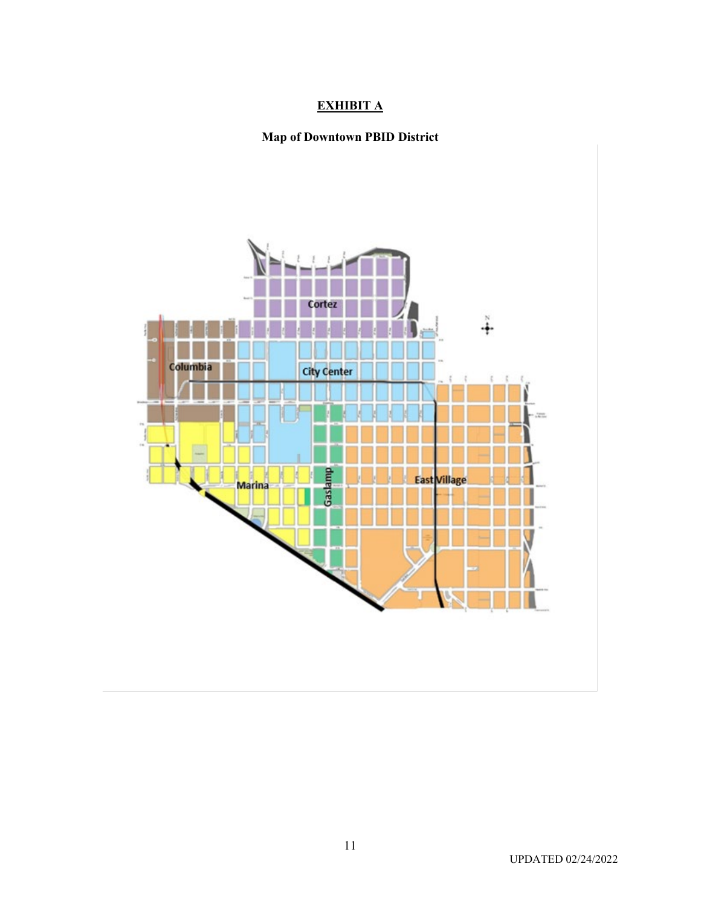## EXHIBIT A

**Map of Downtown PBID District**

Cortez

Columbia

City Center

Marina

Gaslamp

East Village

UPDATED 02/24/2022